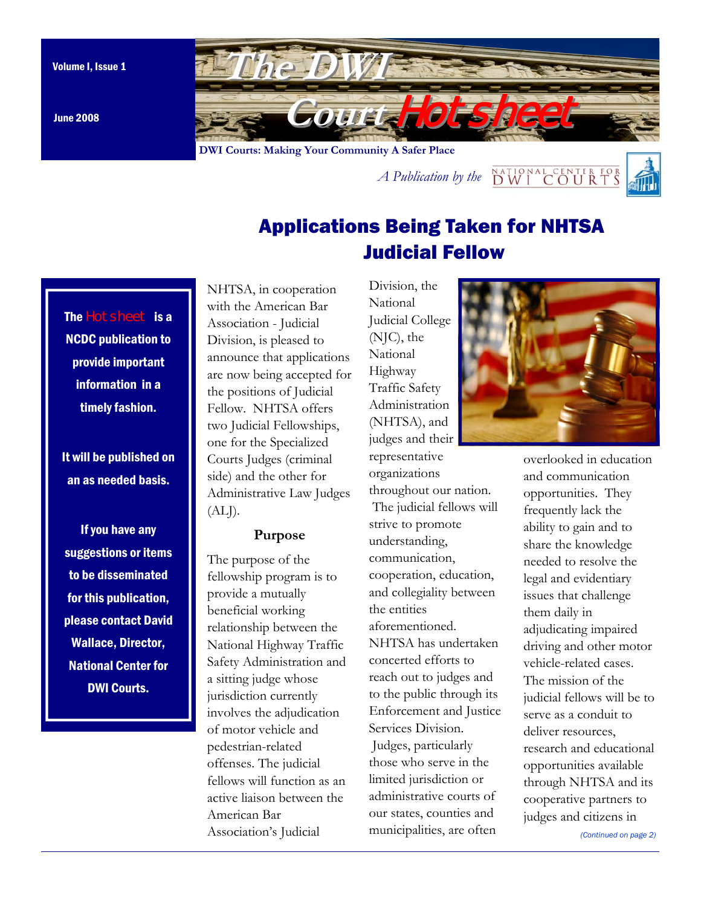Volume I, Issue 1

June 2008

# The DWI Court Hotsheet

**DWI Courts: Making Your Community A Safer Place**

*A Publication by the* National Center for DWI Courts

## Applications Being Taken for NHTSA Judicial Fellow

**The Hotsheet is a NCDC publication to provide important information in a timely fashion.**

**It will be published on an as needed basis.**

**If you have any suggestions or items to be disseminated for this publication, please contact David Wallace, Director, National Center for DWI Courts.**

NHTSA, in cooperation with the American Bar Association - Judicial Division, is pleased to announce that applications are now being accepted for the positions of Judicial Fellow. NHTSA offers two Judicial Fellowships, one for the Specialized Courts Judges (criminal side) and the other for Administrative Law Judges (ALJ).

### Purpose

The purpose of the fellowship program is to provide a mutually beneficial working relationship between the National Highway Traffic Safety Administration and a sitting judge whose jurisdiction currently involves the adjudication of motor vehicle and pedestrian-related offenses. The judicial fellows will function as an active liaison between the American Bar Association's Judicial Division, the National Judicial College (NJC), the National Highway Traffic Safety Administration (NHTSA), and judges and their representative organizations throughout our nation. The judicial fellows will strive to promote understanding, communication, cooperation, education, and collegiality between the entities aforementioned. NHTSA has undertaken concerted efforts to reach out to judges and to the public through its Enforcement and Justice Services Division. Judges, particularly those who serve in the limited jurisdiction or administrative courts of our states, counties and municipalities, are often overlooked in education and communication opportunities. They frequently lack the ability to gain and to share the knowledge needed to resolve the legal and evidentiary issues that challenge them daily in adjudicating impaired driving and other motor vehicle-related cases. The mission of the judicial fellows will be to serve as a conduit to deliver resources, research and educational opportunities available through NHTSA and its cooperative partners to judges and citizens in

*(Continued on page 2)*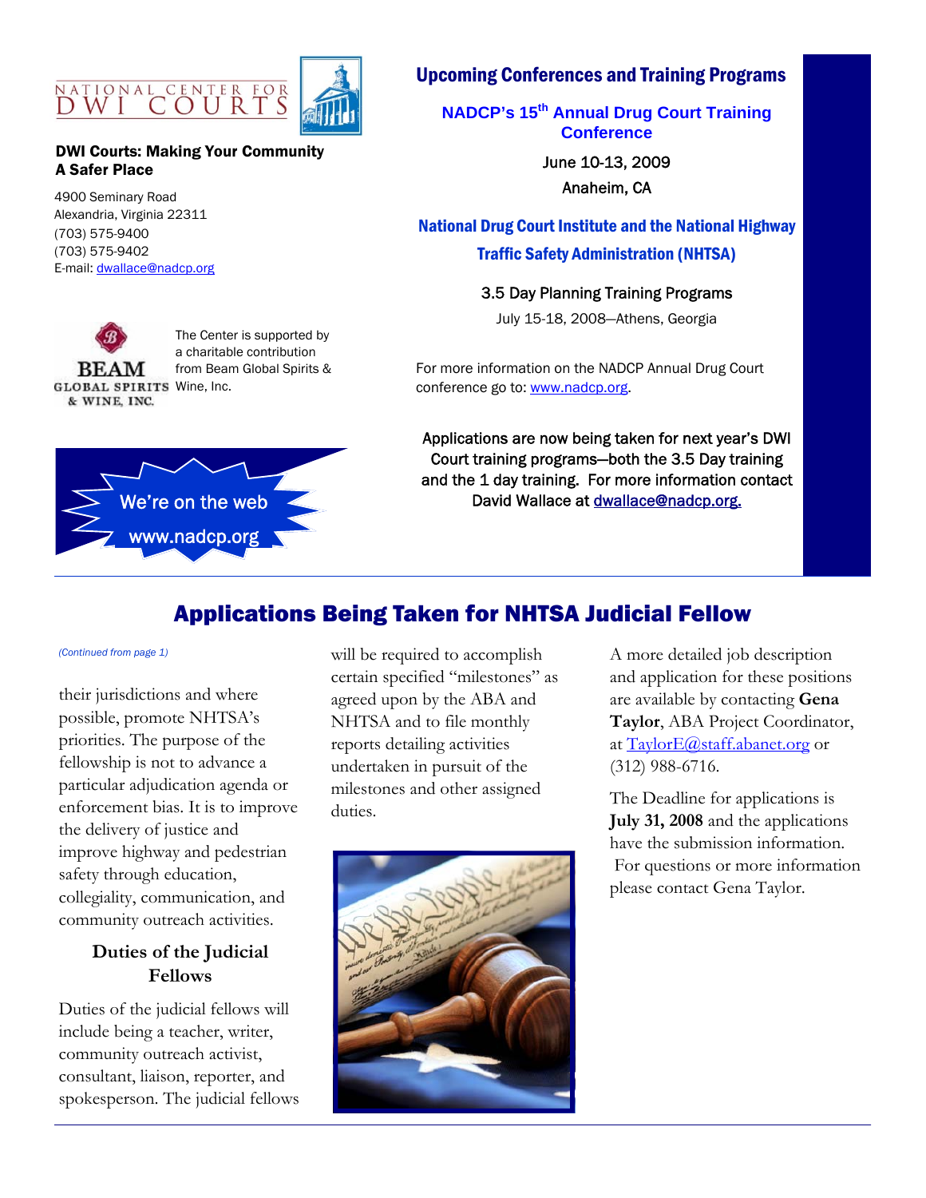NATIONAL CENTER FOR DWI COURTS

**DWI Courts: Making Your Community A Safer Place**

4900 Seminary Road
Alexandria, Virginia 22311
(703) 575-9400
(703) 575-9402
E-mail: dwallace@nadcp.org

The Center is supported by a charitable contribution from Beam Global Spirits & Wine, Inc.

We're on the web
www.nadcp.org

## Upcoming Conferences and Training Programs

### NADCP's 15th Annual Drug Court Training Conference

June 10-13, 2009
Anaheim, CA

### National Drug Court Institute and the National Highway Traffic Safety Administration (NHTSA)

3.5 Day Planning Training Programs
July 15-18, 2008—Athens, Georgia

For more information on the NADCP Annual Drug Court conference go to: www.nadcp.org.

Applications are now being taken for next year's DWI Court training programs—both the 3.5 Day training and the 1 day training. For more information contact David Wallace at dwallace@nadcp.org.

## Applications Being Taken for NHTSA Judicial Fellow

*(Continued from page 1)*

their jurisdictions and where possible, promote NHTSA's priorities. The purpose of the fellowship is not to advance a particular adjudication agenda or enforcement bias. It is to improve the delivery of justice and improve highway and pedestrian safety through education, collegiality, communication, and community outreach activities.

### Duties of the Judicial Fellows

Duties of the judicial fellows will include being a teacher, writer, community outreach activist, consultant, liaison, reporter, and spokesperson. The judicial fellows will be required to accomplish certain specified "milestones" as agreed upon by the ABA and NHTSA and to file monthly reports detailing activities undertaken in pursuit of the milestones and other assigned duties.

A more detailed job description and application for these positions are available by contacting **Gena Taylor**, ABA Project Coordinator, at TaylorE@staff.abanet.org or (312) 988-6716.

The Deadline for applications is **July 31, 2008** and the applications have the submission information. For questions or more information please contact Gena Taylor.